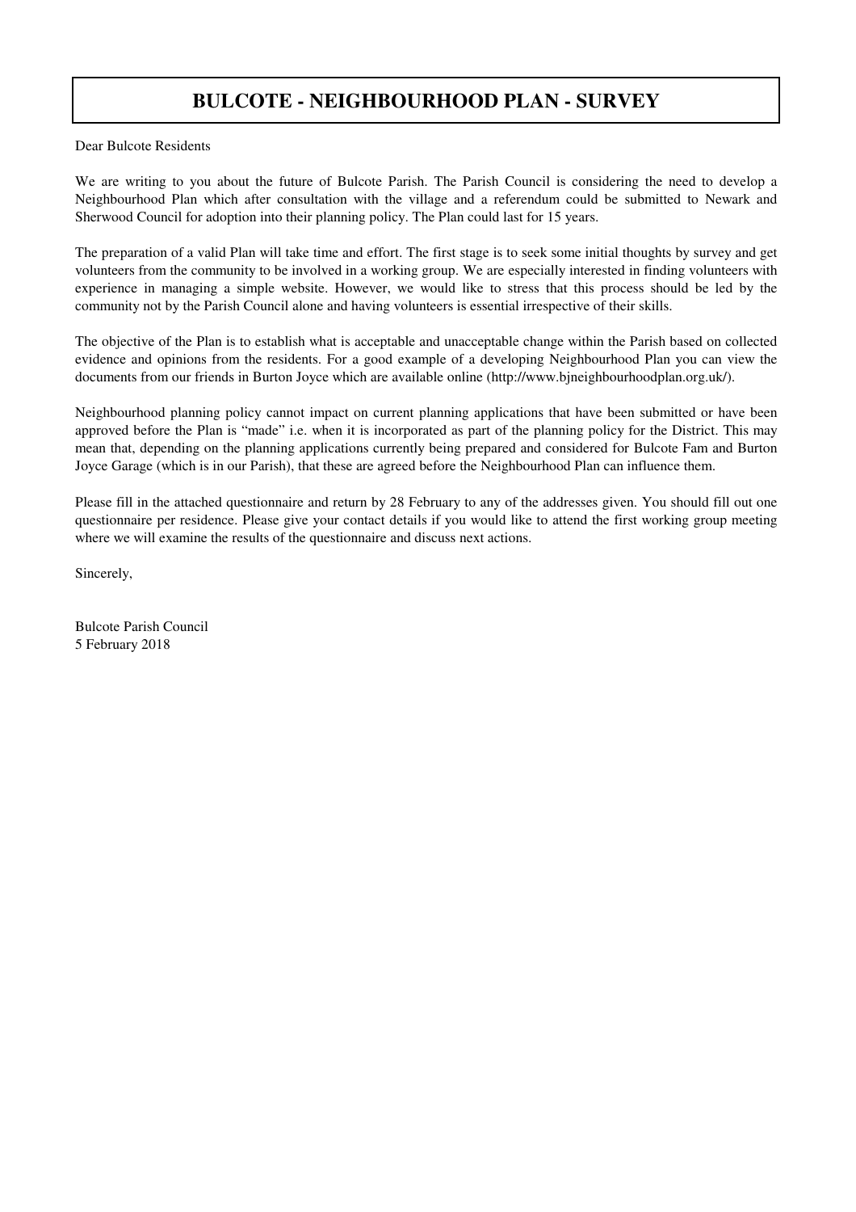# BULCOTE - NEIGHBOURHOOD PLAN - SURVEY

Dear Bulcote Residents

We are writing to you about the future of Bulcote Parish. The Parish Council is considering the need to develop a Neighbourhood Plan which after consultation with the village and a referendum could be submitted to Newark and Sherwood Council for adoption into their planning policy. The Plan could last for 15 years.

The preparation of a valid Plan will take time and effort. The first stage is to seek some initial thoughts by survey and get volunteers from the community to be involved in a working group. We are especially interested in finding volunteers with experience in managing a simple website. However, we would like to stress that this process should be led by the community not by the Parish Council alone and having volunteers is essential irrespective of their skills.

The objective of the Plan is to establish what is acceptable and unacceptable change within the Parish based on collected evidence and opinions from the residents. For a good example of a developing Neighbourhood Plan you can view the documents from our friends in Burton Joyce which are available online (http://www.bjneighbourhoodplan.org.uk/).

Neighbourhood planning policy cannot impact on current planning applications that have been submitted or have been approved before the Plan is "made" i.e. when it is incorporated as part of the planning policy for the District. This may mean that, depending on the planning applications currently being prepared and considered for Bulcote Fam and Burton Joyce Garage (which is in our Parish), that these are agreed before the Neighbourhood Plan can influence them.

Please fill in the attached questionnaire and return by 28 February to any of the addresses given. You should fill out one questionnaire per residence. Please give your contact details if you would like to attend the first working group meeting where we will examine the results of the questionnaire and discuss next actions.

Sincerely,

Bulcote Parish Council
5 February 2018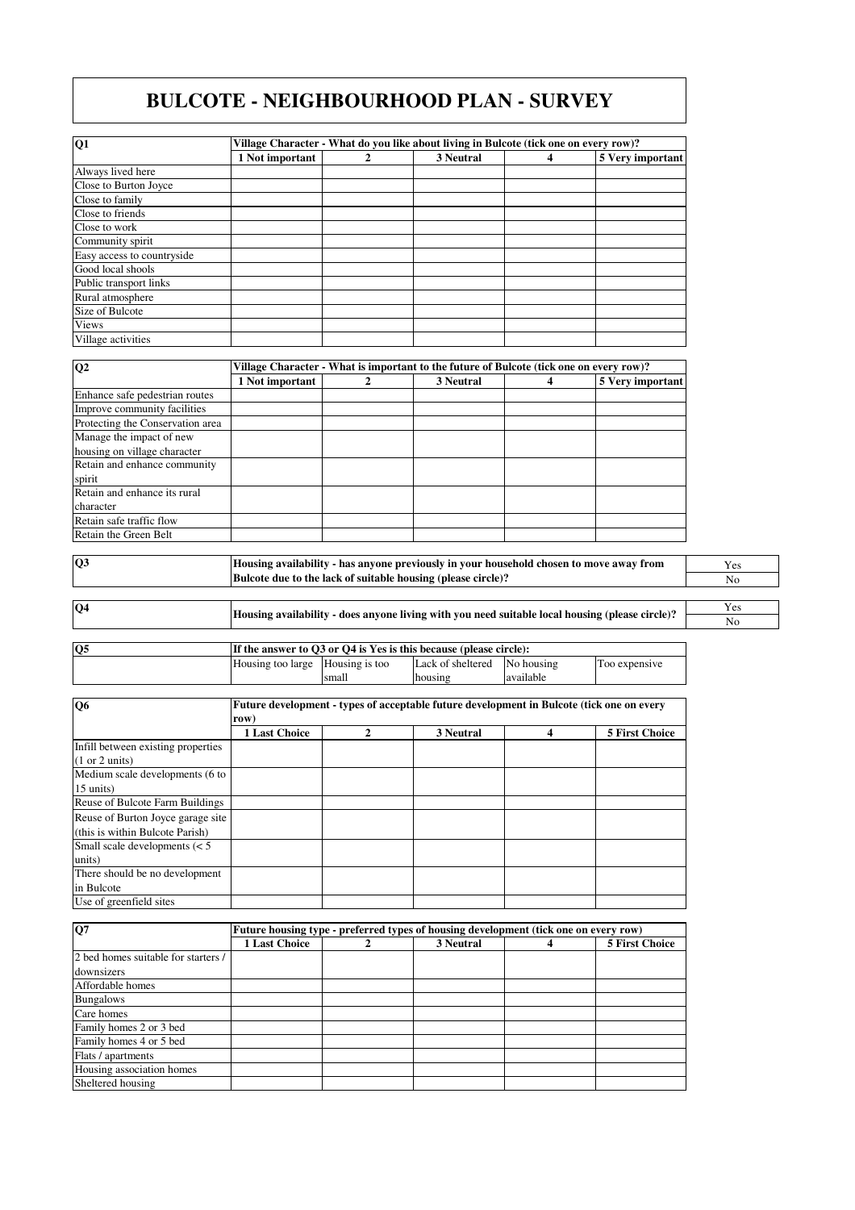# BULCOTE - NEIGHBOURHOOD PLAN - SURVEY

| Q1 | Village Character - What do you like about living in Bulcote (tick one on every row)? | | | | |
|---|---|---|---|---|---|
| | 1 Not important | 2 | 3 Neutral | 4 | 5 Very important |
| Always lived here | | | | | |
| Close to Burton Joyce | | | | | |
| Close to family | | | | | |
| Close to friends | | | | | |
| Close to work | | | | | |
| Community spirit | | | | | |
| Easy access to countryside | | | | | |
| Good local shools | | | | | |
| Public transport links | | | | | |
| Rural atmosphere | | | | | |
| Size of Bulcote | | | | | |
| Views | | | | | |
| Village activities | | | | | |

| Q2 | Village Character - What is important to the future of Bulcote (tick one on every row)? | | | | |
|---|---|---|---|---|---|
| | 1 Not important | 2 | 3 Neutral | 4 | 5 Very important |
| Enhance safe pedestrian routes | | | | | |
| Improve community facilities | | | | | |
| Protecting the Conservation area | | | | | |
| Manage the impact of new housing on village character | | | | | |
| Retain and enhance community spirit | | | | | |
| Retain and enhance its rural character | | | | | |
| Retain safe traffic flow | | | | | |
| Retain the Green Belt | | | | | |

| Q3 | Housing availability - has anyone previously in your household chosen to move away from Bulcote due to the lack of suitable housing (please circle)? | Yes / No |
|---|---|---|

| Q4 | Housing availability - does anyone living with you need suitable local housing (please circle)? | Yes / No |
|---|---|---|

| Q5 | If the answer to Q3 or Q4 is Yes is this because (please circle): | | | | |
|---|---|---|---|---|---|
| | Housing too large | Housing is too small | Lack of sheltered housing | No housing available | Too expensive |

| Q6 | Future development - types of acceptable future development in Bulcote (tick one on every row) | | | | |
|---|---|---|---|---|---|
| | 1 Last Choice | 2 | 3 Neutral | 4 | 5 First Choice |
| Infill between existing properties (1 or 2 units) | | | | | |
| Medium scale developments (6 to 15 units) | | | | | |
| Reuse of Bulcote Farm Buildings | | | | | |
| Reuse of Burton Joyce garage site (this is within Bulcote Parish) | | | | | |
| Small scale developments (< 5 units) | | | | | |
| There should be no development in Bulcote | | | | | |
| Use of greenfield sites | | | | | |

| Q7 | Future housing type - preferred types of housing development (tick one on every row) | | | | |
|---|---|---|---|---|---|
| | 1 Last Choice | 2 | 3 Neutral | 4 | 5 First Choice |
| 2 bed homes suitable for starters / downsizers | | | | | |
| Affordable homes | | | | | |
| Bungalows | | | | | |
| Care homes | | | | | |
| Family homes 2 or 3 bed | | | | | |
| Family homes 4 or 5 bed | | | | | |
| Flats / apartments | | | | | |
| Housing association homes | | | | | |
| Sheltered housing | | | | | |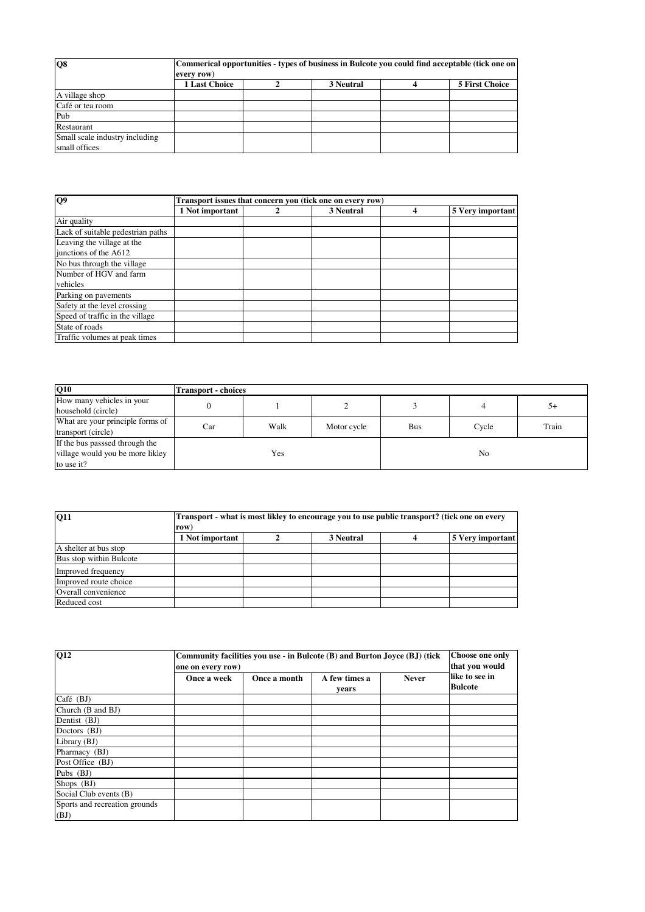| Q8 | Commerical opportunities - types of business in Bulcote you could find acceptable (tick one on every row) | | | | |
|---|---|---|---|---|---|
| | 1 Last Choice | 2 | 3 Neutral | 4 | 5 First Choice |
| A village shop | | | | | |
| Café or tea room | | | | | |
| Pub | | | | | |
| Restaurant | | | | | |
| Small scale industry including small offices | | | | | |

| Q9 | Transport issues that concern you (tick one on every row) | | | | |
|---|---|---|---|---|---|
| | 1 Not important | 2 | 3 Neutral | 4 | 5 Very important |
| Air quality | | | | | |
| Lack of suitable pedestrian paths | | | | | |
| Leaving the village at the junctions of the A612 | | | | | |
| No bus through the village | | | | | |
| Number of HGV and farm vehicles | | | | | |
| Parking on pavements | | | | | |
| Safety at the level crossing | | | | | |
| Speed of traffic in the village | | | | | |
| State of roads | | | | | |
| Traffic volumes at peak times | | | | | |

| Q10 | Transport - choices | | | | | |
|---|---|---|---|---|---|---|
| How many vehicles in your household (circle) | 0 | 1 | 2 | 3 | 4 | 5+ |
| What are your principle forms of transport (circle) | Car | Walk | Motor cycle | Bus | Cycle | Train |
| If the bus passsed through the village would you be more likley to use it? | Yes | | | No | | |

| Q11 | Transport - what is most likley to encourage you to use public transport? (tick one on every row) | | | | |
|---|---|---|---|---|---|
| | 1 Not important | 2 | 3 Neutral | 4 | 5 Very important |
| A shelter at bus stop | | | | | |
| Bus stop within Bulcote | | | | | |
| Improved frequency | | | | | |
| Improved route choice | | | | | |
| Overall convenience | | | | | |
| Reduced cost | | | | | |

| Q12 | Community facilities you use - in Bulcote (B) and Burton Joyce (BJ) (tick one on every row) | | | | Choose one only that you would like to see in Bulcote |
|---|---|---|---|---|---|
| | Once a week | Once a month | A few times a years | Never | |
| Café (BJ) | | | | | |
| Church (B and BJ) | | | | | |
| Dentist (BJ) | | | | | |
| Doctors (BJ) | | | | | |
| Library (BJ) | | | | | |
| Pharmacy (BJ) | | | | | |
| Post Office (BJ) | | | | | |
| Pubs (BJ) | | | | | |
| Shops (BJ) | | | | | |
| Social Club events (B) | | | | | |
| Sports and recreation grounds (BJ) | | | | | |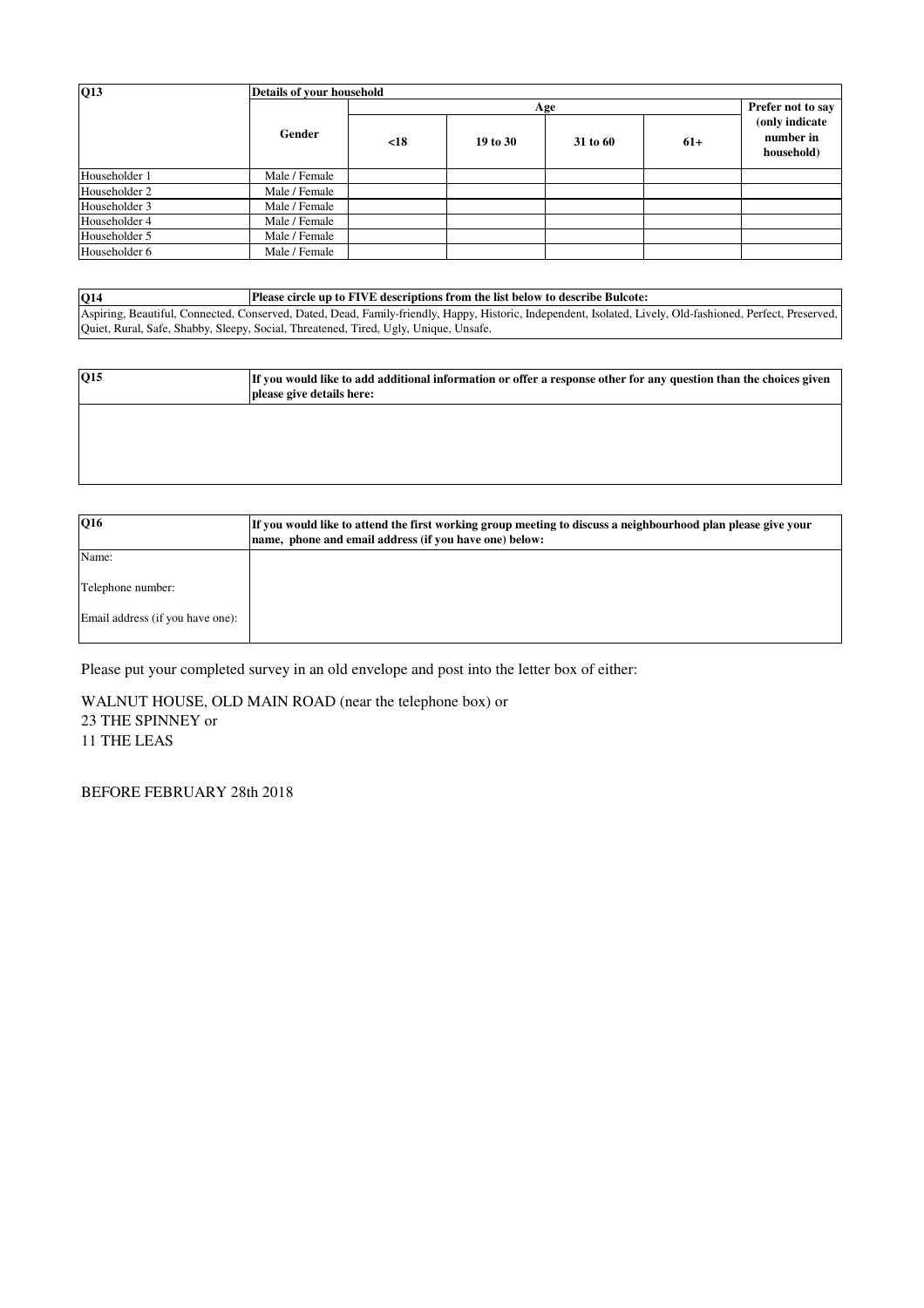| Q13 | Details of your household | | | | | |
|---|---|---|---|---|---|---|
| | Gender | Age | | | | Prefer not to say (only indicate number in household) |
| | | <18 | 19 to 30 | 31 to 60 | 61+ | |
| Householder 1 | Male / Female | | | | | |
| Householder 2 | Male / Female | | | | | |
| Householder 3 | Male / Female | | | | | |
| Householder 4 | Male / Female | | | | | |
| Householder 5 | Male / Female | | | | | |
| Householder 6 | Male / Female | | | | | |

| Q14 | Please circle up to FIVE descriptions from the list below to describe Bulcote: |
|---|---|
| Aspiring, Beautiful, Connected, Conserved, Dated, Dead, Family-friendly, Happy, Historic, Independent, Isolated, Lively, Old-fashioned, Perfect, Preserved, Quiet, Rural, Safe, Shabby, Sleepy, Social, Threatened, Tired, Ugly, Unique, Unsafe. | |

| Q15 | If you would like to add additional information or offer a response other for any question than the choices given please give details here: |
|---|---|
| | |

| Q16 | If you would like to attend the first working group meeting to discuss a neighbourhood plan please give your name, phone and email address (if you have one) below: |
|---|---|
| Name: | |
| Telephone number: | |
| Email address (if you have one): | |

Please put your completed survey in an old envelope and post into the letter box of either:

WALNUT HOUSE, OLD MAIN ROAD (near the telephone box) or
23 THE SPINNEY or
11 THE LEAS

BEFORE FEBRUARY 28th 2018